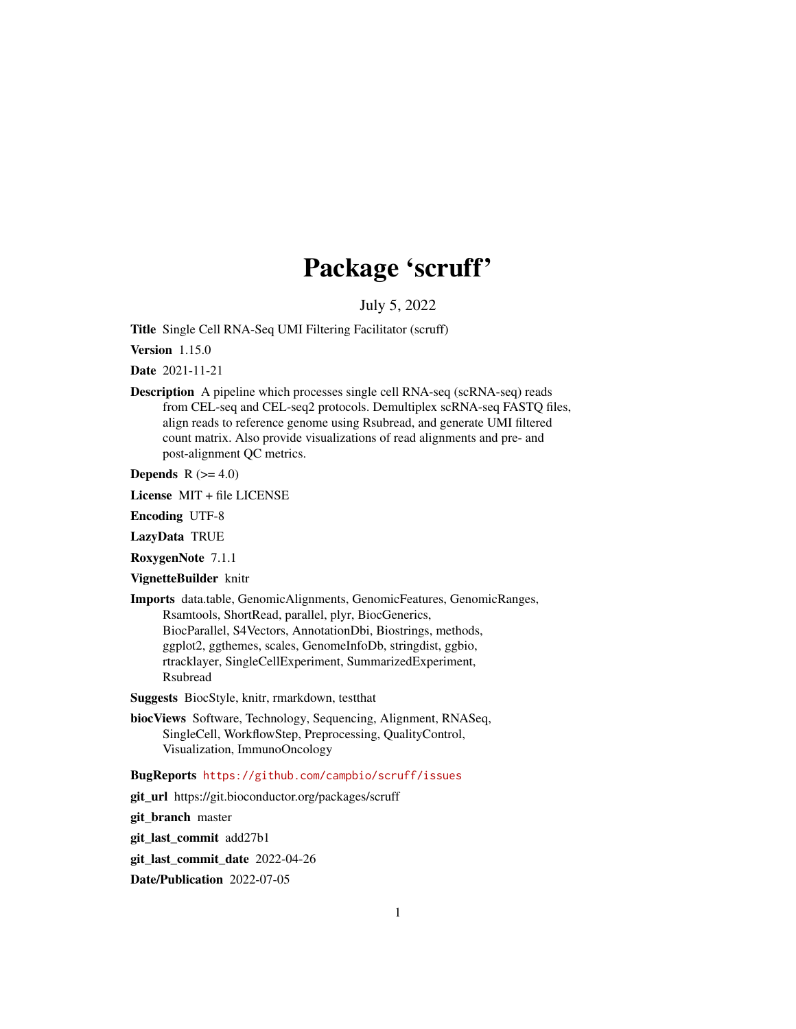# Package 'scruff'

July 5, 2022

**Title** Single Cell RNA-Seq UMI Filtering Facilitator (scruff)

**Version** 1.15.0

**Date** 2021-11-21

**Description** A pipeline which processes single cell RNA-seq (scRNA-seq) reads from CEL-seq and CEL-seq2 protocols. Demultiplex scRNA-seq FASTQ files, align reads to reference genome using Rsubread, and generate UMI filtered count matrix. Also provide visualizations of read alignments and pre- and post-alignment QC metrics.

**Depends** R (>= 4.0)

**License** MIT + file LICENSE

**Encoding** UTF-8

**LazyData** TRUE

**RoxygenNote** 7.1.1

**VignetteBuilder** knitr

**Imports** data.table, GenomicAlignments, GenomicFeatures, GenomicRanges, Rsamtools, ShortRead, parallel, plyr, BiocGenerics, BiocParallel, S4Vectors, AnnotationDbi, Biostrings, methods, ggplot2, ggthemes, scales, GenomeInfoDb, stringdist, ggbio, rtracklayer, SingleCellExperiment, SummarizedExperiment, Rsubread

**Suggests** BiocStyle, knitr, rmarkdown, testthat

**biocViews** Software, Technology, Sequencing, Alignment, RNASeq, SingleCell, WorkflowStep, Preprocessing, QualityControl, Visualization, ImmunoOncology

**BugReports** https://github.com/campbio/scruff/issues

**git_url** https://git.bioconductor.org/packages/scruff

**git_branch** master

**git_last_commit** add27b1

**git_last_commit_date** 2022-04-26

**Date/Publication** 2022-07-05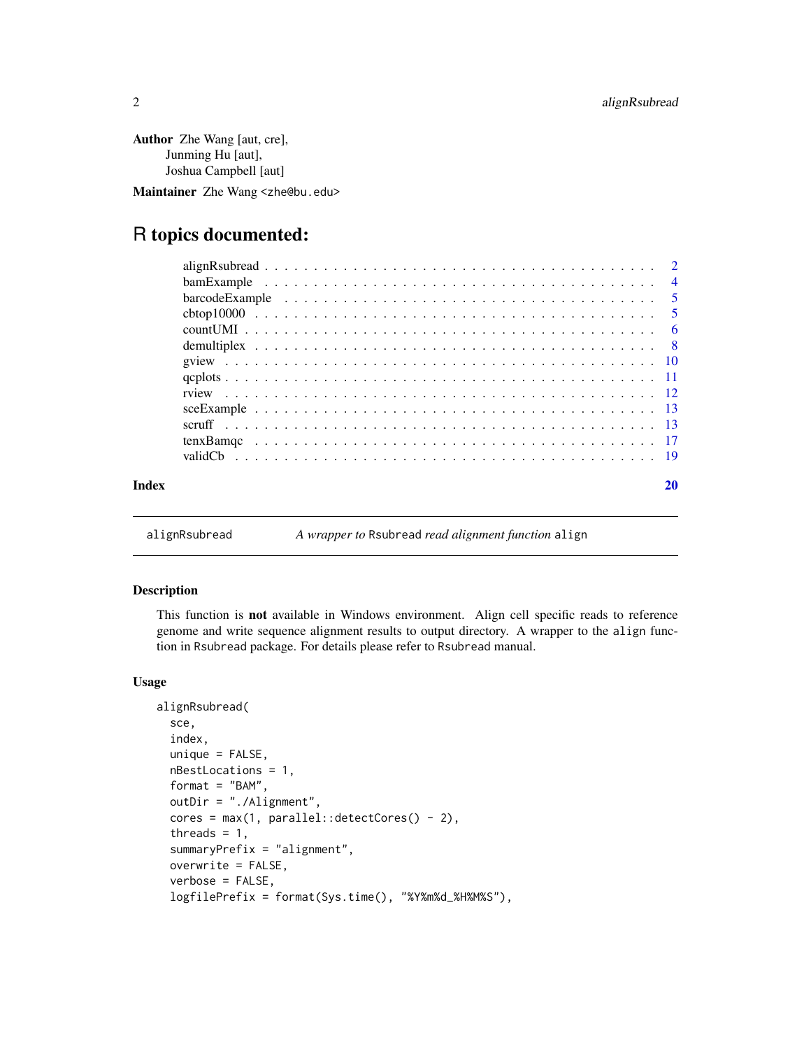**Author** Zhe Wang [aut, cre],
Junming Hu [aut],
Joshua Campbell [aut]

**Maintainer** Zhe Wang <zhe@bu.edu>

# R topics documented:

| | |
|---|---|
| alignRsubread | 2 |
| bamExample | 4 |
| barcodeExample | 5 |
| cbtop10000 | 5 |
| countUMI | 6 |
| demultiplex | 8 |
| gview | 10 |
| qcplots | 11 |
| rview | 12 |
| sceExample | 13 |
| scruff | 13 |
| tenxBamqc | 17 |
| validCb | 19 |
| **Index** | **20** |

---

alignRsubread — *A wrapper to* Rsubread *read alignment function* align

---

### Description

This function is **not** available in Windows environment. Align cell specific reads to reference genome and write sequence alignment results to output directory. A wrapper to the align function in Rsubread package. For details please refer to Rsubread manual.

### Usage

```
alignRsubread(
  sce,
  index,
  unique = FALSE,
  nBestLocations = 1,
  format = "BAM",
  outDir = "./Alignment",
  cores = max(1, parallel::detectCores() - 2),
  threads = 1,
  summaryPrefix = "alignment",
  overwrite = FALSE,
  verbose = FALSE,
  logfilePrefix = format(Sys.time(), "%Y%m%d_%H%M%S"),
```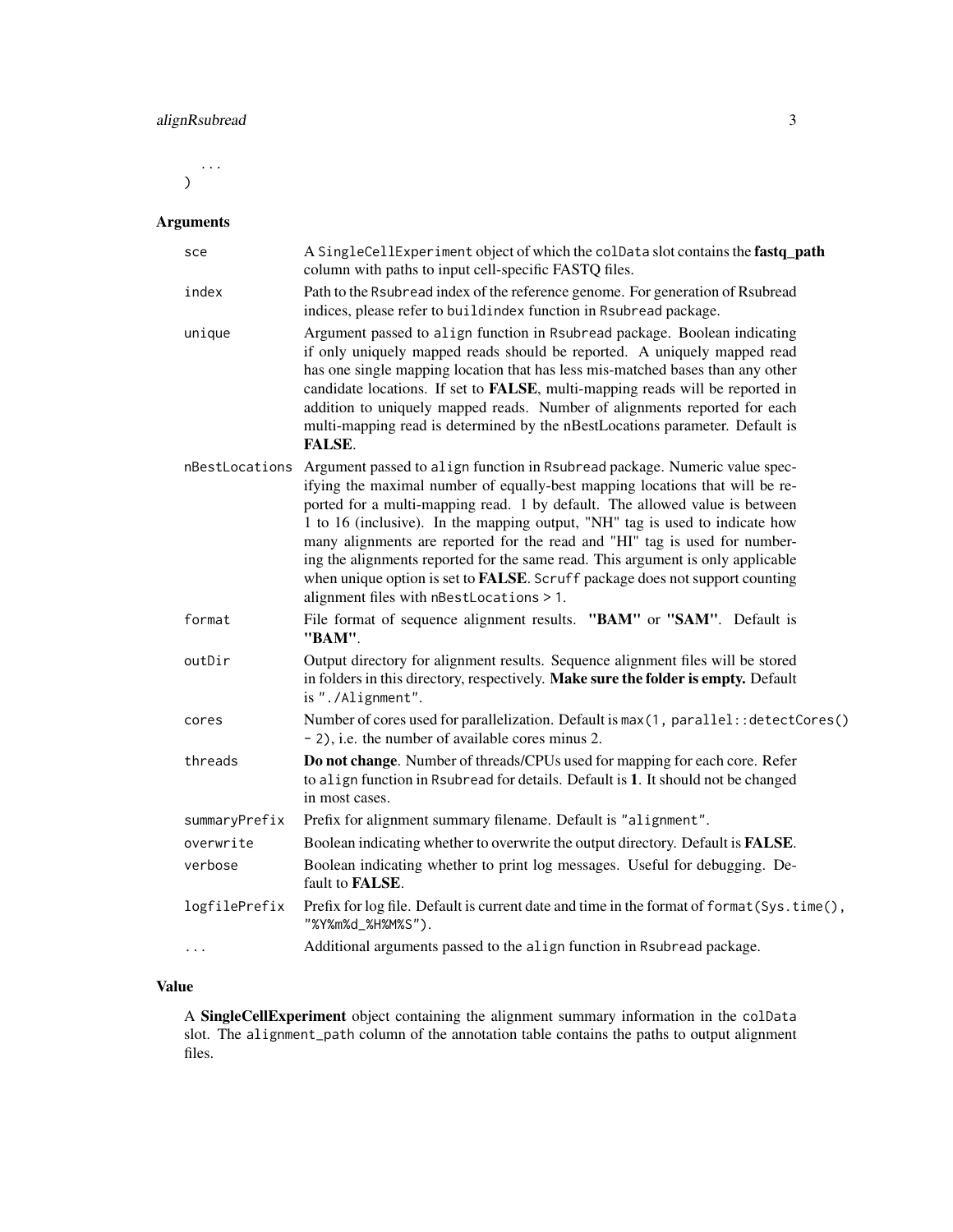```
    ...
)
```

## Arguments

| | |
|---|---|
| `sce` | A `SingleCellExperiment` object of which the `colData` slot contains the **fastq_path** column with paths to input cell-specific FASTQ files. |
| `index` | Path to the `Rsubread` index of the reference genome. For generation of Rsubread indices, please refer to `buildindex` function in `Rsubread` package. |
| `unique` | Argument passed to `align` function in `Rsubread` package. Boolean indicating if only uniquely mapped reads should be reported. A uniquely mapped read has one single mapping location that has less mis-matched bases than any other candidate locations. If set to **FALSE**, multi-mapping reads will be reported in addition to uniquely mapped reads. Number of alignments reported for each multi-mapping read is determined by the nBestLocations parameter. Default is **FALSE**. |
| `nBestLocations` | Argument passed to `align` function in `Rsubread` package. Numeric value specifying the maximal number of equally-best mapping locations that will be reported for a multi-mapping read. 1 by default. The allowed value is between 1 to 16 (inclusive). In the mapping output, "NH" tag is used to indicate how many alignments are reported for the read and "HI" tag is used for numbering the alignments reported for the same read. This argument is only applicable when unique option is set to **FALSE**. `Scruff` package does not support counting alignment files with `nBestLocations > 1`. |
| `format` | File format of sequence alignment results. **"BAM"** or **"SAM"**. Default is **"BAM"**. |
| `outDir` | Output directory for alignment results. Sequence alignment files will be stored in folders in this directory, respectively. **Make sure the folder is empty.** Default is `"./Alignment"`. |
| `cores` | Number of cores used for parallelization. Default is `max(1, parallel::detectCores() - 2)`, i.e. the number of available cores minus 2. |
| `threads` | **Do not change**. Number of threads/CPUs used for mapping for each core. Refer to `align` function in `Rsubread` for details. Default is **1**. It should not be changed in most cases. |
| `summaryPrefix` | Prefix for alignment summary filename. Default is `"alignment"`. |
| `overwrite` | Boolean indicating whether to overwrite the output directory. Default is **FALSE**. |
| `verbose` | Boolean indicating whether to print log messages. Useful for debugging. Default to **FALSE**. |
| `logfilePrefix` | Prefix for log file. Default is current date and time in the format of `format(Sys.time(), "%Y%m%d_%H%M%S")`. |
| `...` | Additional arguments passed to the `align` function in `Rsubread` package. |

## Value

A **SingleCellExperiment** object containing the alignment summary information in the `colData` slot. The `alignment_path` column of the annotation table contains the paths to output alignment files.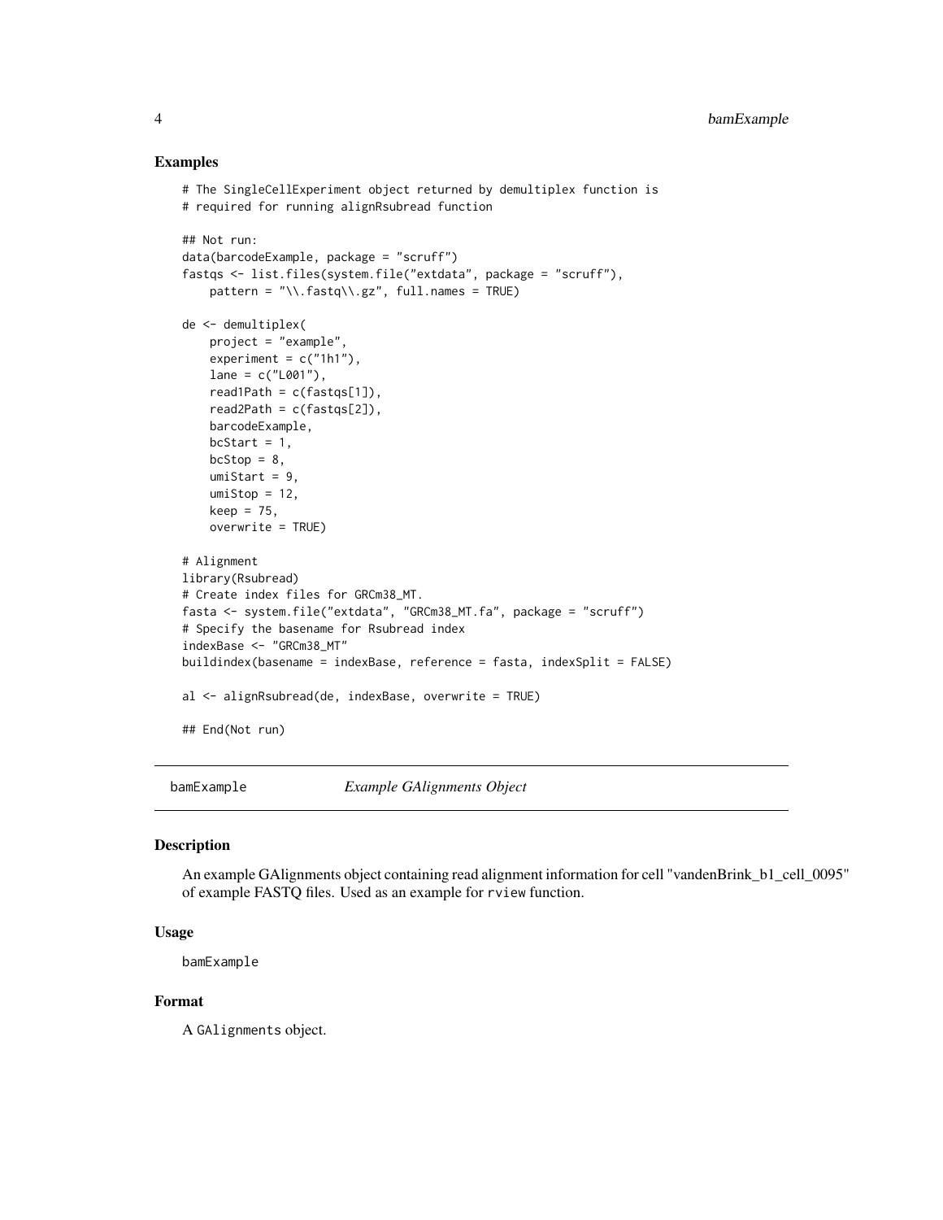### Examples

```
# The SingleCellExperiment object returned by demultiplex function is
# required for running alignRsubread function

## Not run:
data(barcodeExample, package = "scruff")
fastqs <- list.files(system.file("extdata", package = "scruff"),
    pattern = "\\.fastq\\.gz", full.names = TRUE)

de <- demultiplex(
    project = "example",
    experiment = c("1h1"),
    lane = c("L001"),
    read1Path = c(fastqs[1]),
    read2Path = c(fastqs[2]),
    barcodeExample,
    bcStart = 1,
    bcStop = 8,
    umiStart = 9,
    umiStop = 12,
    keep = 75,
    overwrite = TRUE)

# Alignment
library(Rsubread)
# Create index files for GRCm38_MT.
fasta <- system.file("extdata", "GRCm38_MT.fa", package = "scruff")
# Specify the basename for Rsubread index
indexBase <- "GRCm38_MT"
buildindex(basename = indexBase, reference = fasta, indexSplit = FALSE)

al <- alignRsubread(de, indexBase, overwrite = TRUE)

## End(Not run)
```

---

## bamExample *Example GAlignments Object*

### Description

An example GAlignments object containing read alignment information for cell "vandenBrink_b1_cell_0095" of example FASTQ files. Used as an example for `rview` function.

### Usage

```
bamExample
```

### Format

A `GAlignments` object.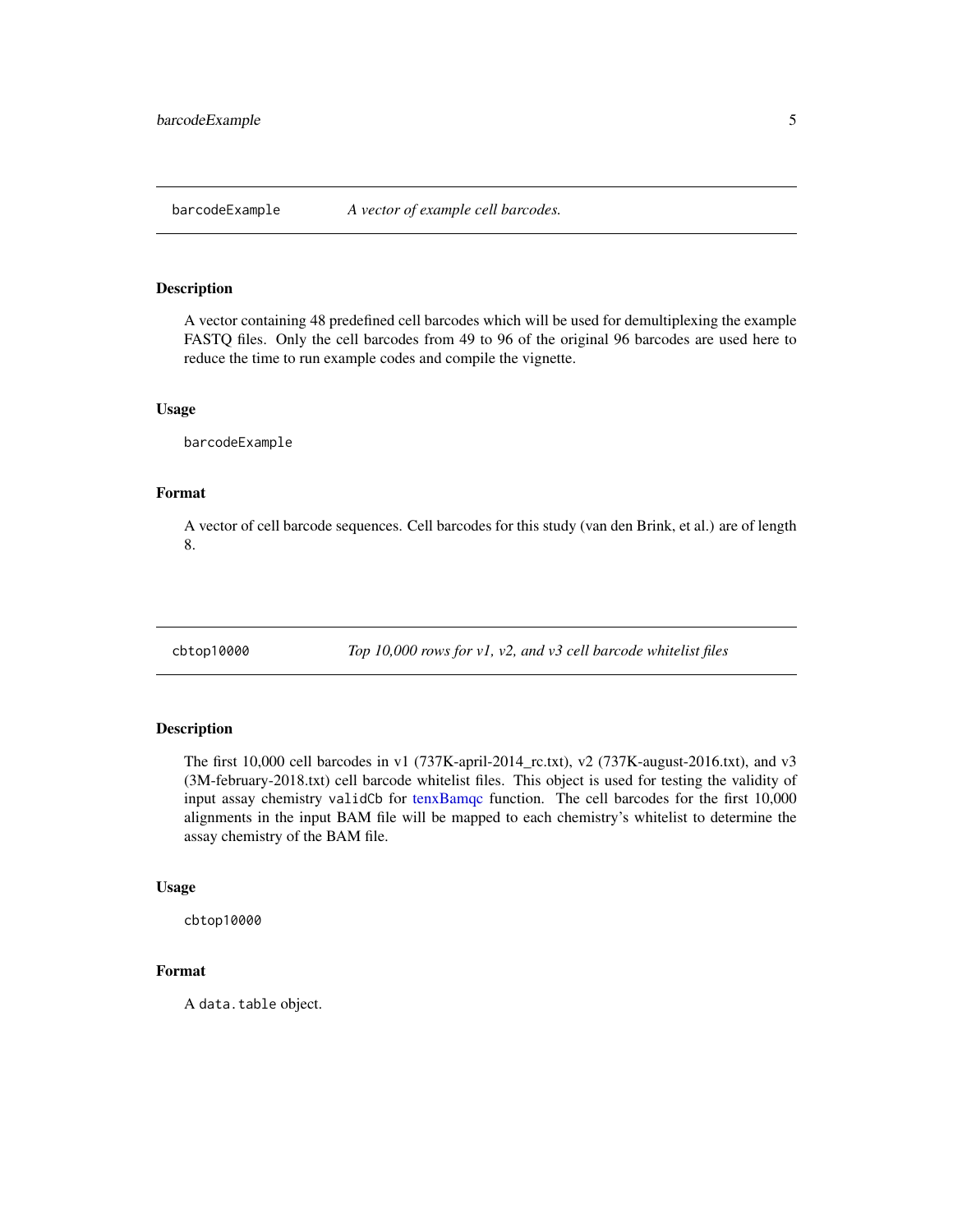## barcodeExample — *A vector of example cell barcodes.*

### Description

A vector containing 48 predefined cell barcodes which will be used for demultiplexing the example FASTQ files. Only the cell barcodes from 49 to 96 of the original 96 barcodes are used here to reduce the time to run example codes and compile the vignette.

### Usage

```
barcodeExample
```

### Format

A vector of cell barcode sequences. Cell barcodes for this study (van den Brink, et al.) are of length 8.

## cbtop10000 — *Top 10,000 rows for v1, v2, and v3 cell barcode whitelist files*

### Description

The first 10,000 cell barcodes in v1 (737K-april-2014_rc.txt), v2 (737K-august-2016.txt), and v3 (3M-february-2018.txt) cell barcode whitelist files. This object is used for testing the validity of input assay chemistry `validCb` for tenxBamqc function. The cell barcodes for the first 10,000 alignments in the input BAM file will be mapped to each chemistry's whitelist to determine the assay chemistry of the BAM file.

### Usage

```
cbtop10000
```

### Format

A `data.table` object.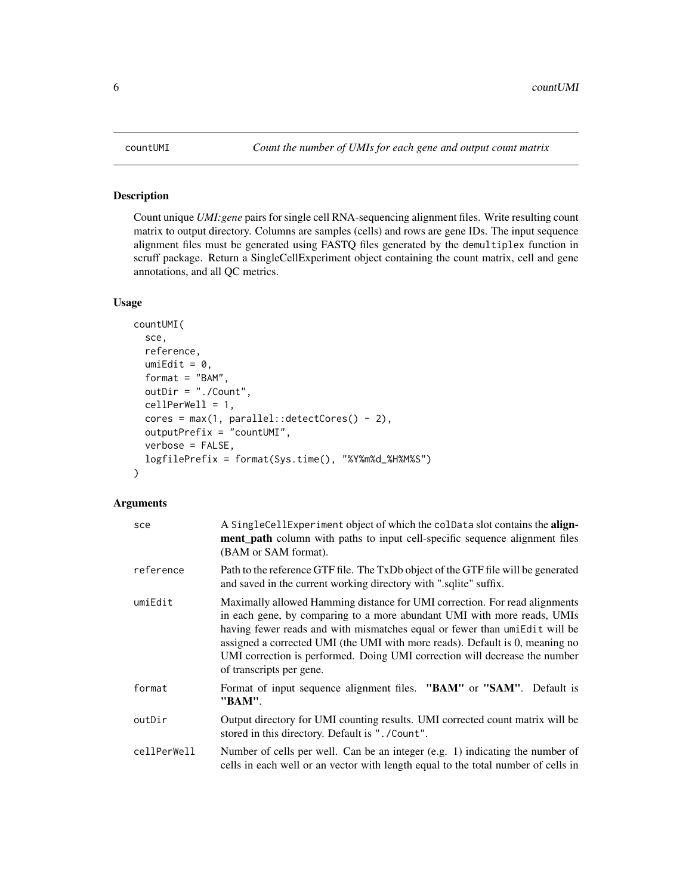# countUMI

*Count the number of UMIs for each gene and output count matrix*

## Description

Count unique *UMI:gene* pairs for single cell RNA-sequencing alignment files. Write resulting count matrix to output directory. Columns are samples (cells) and rows are gene IDs. The input sequence alignment files must be generated using FASTQ files generated by the `demultiplex` function in scruff package. Return a SingleCellExperiment object containing the count matrix, cell and gene annotations, and all QC metrics.

## Usage

```
countUMI(
  sce,
  reference,
  umiEdit = 0,
  format = "BAM",
  outDir = "./Count",
  cellPerWell = 1,
  cores = max(1, parallel::detectCores() - 2),
  outputPrefix = "countUMI",
  verbose = FALSE,
  logfilePrefix = format(Sys.time(), "%Y%m%d_%H%M%S")
)
```

## Arguments

| | |
|---|---|
| `sce` | A `SingleCellExperiment` object of which the `colData` slot contains the **alignment_path** column with paths to input cell-specific sequence alignment files (BAM or SAM format). |
| `reference` | Path to the reference GTF file. The TxDb object of the GTF file will be generated and saved in the current working directory with ".sqlite" suffix. |
| `umiEdit` | Maximally allowed Hamming distance for UMI correction. For read alignments in each gene, by comparing to a more abundant UMI with more reads, UMIs having fewer reads and with mismatches equal or fewer than `umiEdit` will be assigned a corrected UMI (the UMI with more reads). Default is 0, meaning no UMI correction is performed. Doing UMI correction will decrease the number of transcripts per gene. |
| `format` | Format of input sequence alignment files. **"BAM"** or **"SAM"**. Default is **"BAM"**. |
| `outDir` | Output directory for UMI counting results. UMI corrected count matrix will be stored in this directory. Default is `"./Count"`. |
| `cellPerWell` | Number of cells per well. Can be an integer (e.g. 1) indicating the number of cells in each well or an vector with length equal to the total number of cells in |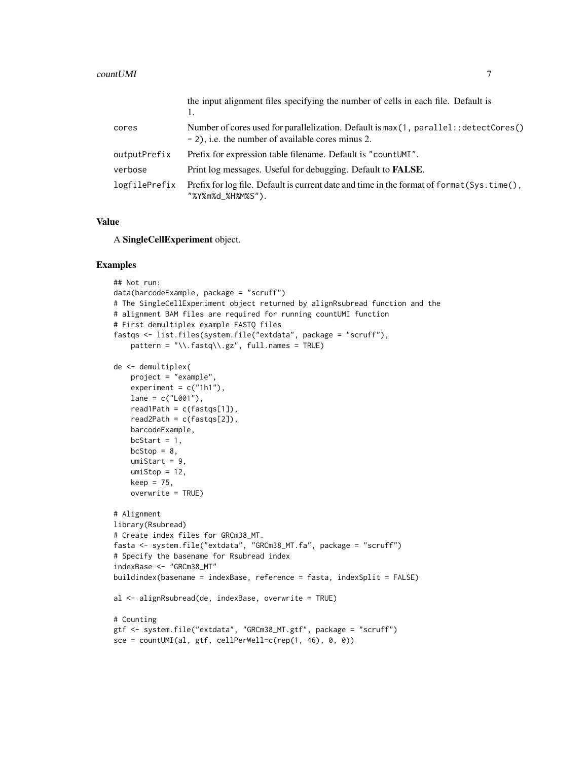| | |
|---|---|
| | the input alignment files specifying the number of cells in each file. Default is 1. |
| cores | Number of cores used for parallelization. Default is `max(1, parallel::detectCores() - 2)`, i.e. the number of available cores minus 2. |
| outputPrefix | Prefix for expression table filename. Default is `"countUMI"`. |
| verbose | Print log messages. Useful for debugging. Default to **FALSE**. |
| logfilePrefix | Prefix for log file. Default is current date and time in the format of `format(Sys.time(), "%Y%m%d_%H%M%S")`. |

## Value

A **SingleCellExperiment** object.

## Examples

```
## Not run:
data(barcodeExample, package = "scruff")
# The SingleCellExperiment object returned by alignRsubread function and the
# alignment BAM files are required for running countUMI function
# First demultiplex example FASTQ files
fastqs <- list.files(system.file("extdata", package = "scruff"),
    pattern = "\\.fastq\\.gz", full.names = TRUE)

de <- demultiplex(
    project = "example",
    experiment = c("1h1"),
    lane = c("L001"),
    read1Path = c(fastqs[1]),
    read2Path = c(fastqs[2]),
    barcodeExample,
    bcStart = 1,
    bcStop = 8,
    umiStart = 9,
    umiStop = 12,
    keep = 75,
    overwrite = TRUE)

# Alignment
library(Rsubread)
# Create index files for GRCm38_MT.
fasta <- system.file("extdata", "GRCm38_MT.fa", package = "scruff")
# Specify the basename for Rsubread index
indexBase <- "GRCm38_MT"
buildindex(basename = indexBase, reference = fasta, indexSplit = FALSE)

al <- alignRsubread(de, indexBase, overwrite = TRUE)

# Counting
gtf <- system.file("extdata", "GRCm38_MT.gtf", package = "scruff")
sce = countUMI(al, gtf, cellPerWell=c(rep(1, 46), 0, 0))
```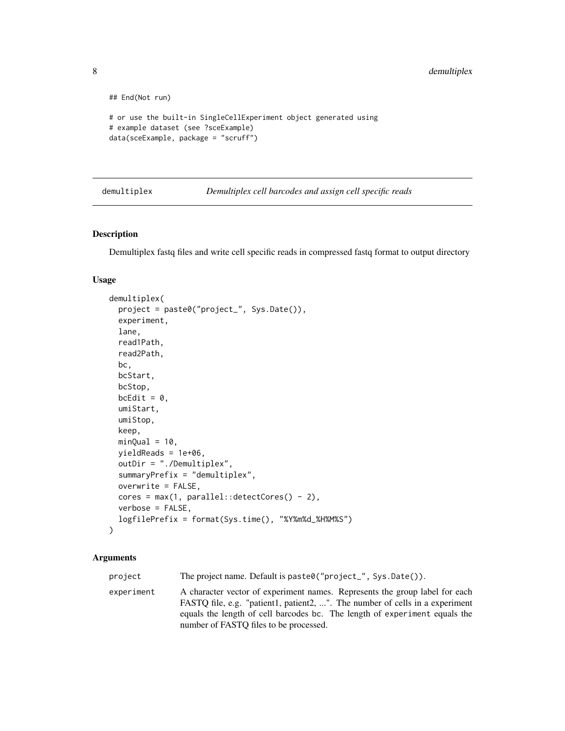```
## End(Not run)

# or use the built-in SingleCellExperiment object generated using
# example dataset (see ?sceExample)
data(sceExample, package = "scruff")
```

## demultiplex — *Demultiplex cell barcodes and assign cell specific reads*

### Description

Demultiplex fastq files and write cell specific reads in compressed fastq format to output directory

### Usage

```
demultiplex(
  project = paste0("project_", Sys.Date()),
  experiment,
  lane,
  read1Path,
  read2Path,
  bc,
  bcStart,
  bcStop,
  bcEdit = 0,
  umiStart,
  umiStop,
  keep,
  minQual = 10,
  yieldReads = 1e+06,
  outDir = "./Demultiplex",
  summaryPrefix = "demultiplex",
  overwrite = FALSE,
  cores = max(1, parallel::detectCores() - 2),
  verbose = FALSE,
  logfilePrefix = format(Sys.time(), "%Y%m%d_%H%M%S")
)
```

### Arguments

| | |
|---|---|
| `project` | The project name. Default is `paste0("project_", Sys.Date())`. |
| `experiment` | A character vector of experiment names. Represents the group label for each FASTQ file, e.g. "patient1, patient2, ...". The number of cells in a experiment equals the length of cell barcodes `bc`. The length of `experiment` equals the number of FASTQ files to be processed. |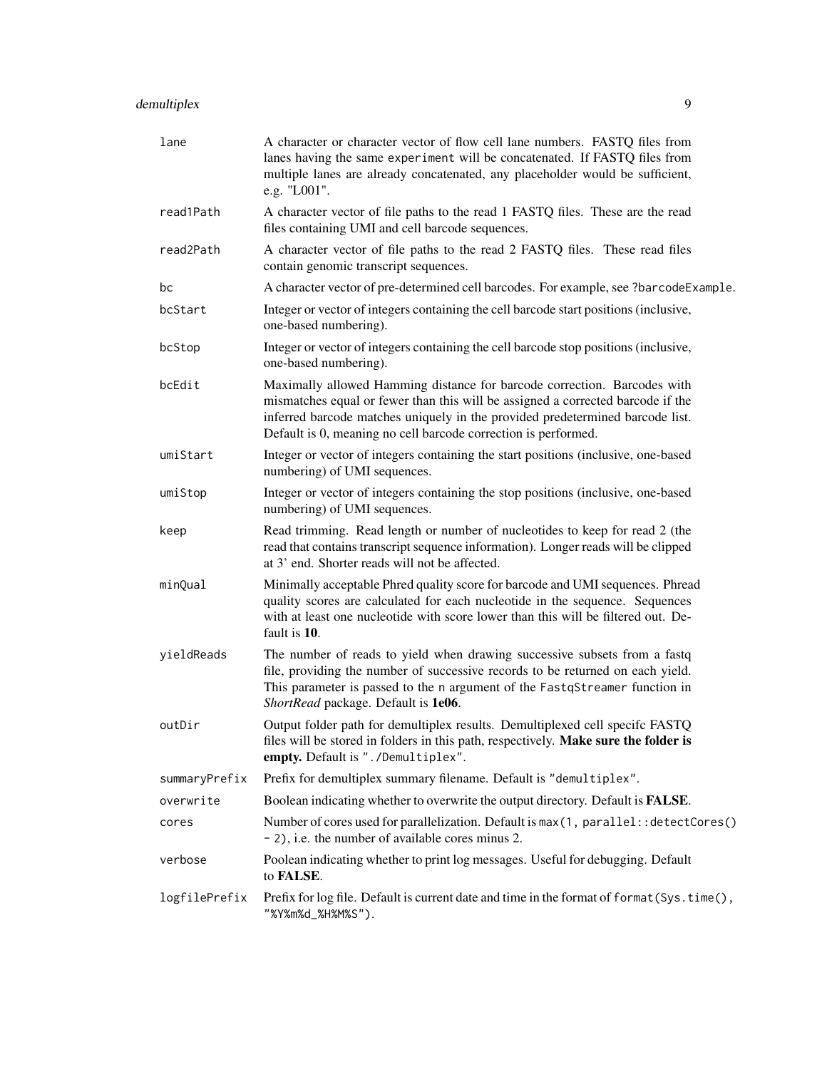| | |
|---|---|
| `lane` | A character or character vector of flow cell lane numbers. FASTQ files from lanes having the same `experiment` will be concatenated. If FASTQ files from multiple lanes are already concatenated, any placeholder would be sufficient, e.g. "L001". |
| `read1Path` | A character vector of file paths to the read 1 FASTQ files. These are the read files containing UMI and cell barcode sequences. |
| `read2Path` | A character vector of file paths to the read 2 FASTQ files. These read files contain genomic transcript sequences. |
| `bc` | A character vector of pre-determined cell barcodes. For example, see `?barcodeExample`. |
| `bcStart` | Integer or vector of integers containing the cell barcode start positions (inclusive, one-based numbering). |
| `bcStop` | Integer or vector of integers containing the cell barcode stop positions (inclusive, one-based numbering). |
| `bcEdit` | Maximally allowed Hamming distance for barcode correction. Barcodes with mismatches equal or fewer than this will be assigned a corrected barcode if the inferred barcode matches uniquely in the provided predetermined barcode list. Default is 0, meaning no cell barcode correction is performed. |
| `umiStart` | Integer or vector of integers containing the start positions (inclusive, one-based numbering) of UMI sequences. |
| `umiStop` | Integer or vector of integers containing the stop positions (inclusive, one-based numbering) of UMI sequences. |
| `keep` | Read trimming. Read length or number of nucleotides to keep for read 2 (the read that contains transcript sequence information). Longer reads will be clipped at 3' end. Shorter reads will not be affected. |
| `minQual` | Minimally acceptable Phred quality score for barcode and UMI sequences. Phread quality scores are calculated for each nucleotide in the sequence. Sequences with at least one nucleotide with score lower than this will be filtered out. Default is **10**. |
| `yieldReads` | The number of reads to yield when drawing successive subsets from a fastq file, providing the number of successive records to be returned on each yield. This parameter is passed to the `n` argument of the `FastqStreamer` function in *ShortRead* package. Default is **1e06**. |
| `outDir` | Output folder path for demultiplex results. Demultiplexed cell specifc FASTQ files will be stored in folders in this path, respectively. **Make sure the folder is empty.** Default is `"./Demultiplex"`. |
| `summaryPrefix` | Prefix for demultiplex summary filename. Default is `"demultiplex"`. |
| `overwrite` | Boolean indicating whether to overwrite the output directory. Default is **FALSE**. |
| `cores` | Number of cores used for parallelization. Default is `max(1, parallel::detectCores() - 2)`, i.e. the number of available cores minus 2. |
| `verbose` | Poolean indicating whether to print log messages. Useful for debugging. Default to **FALSE**. |
| `logfilePrefix` | Prefix for log file. Default is current date and time in the format of `format(Sys.time(), "%Y%m%d_%H%M%S")`. |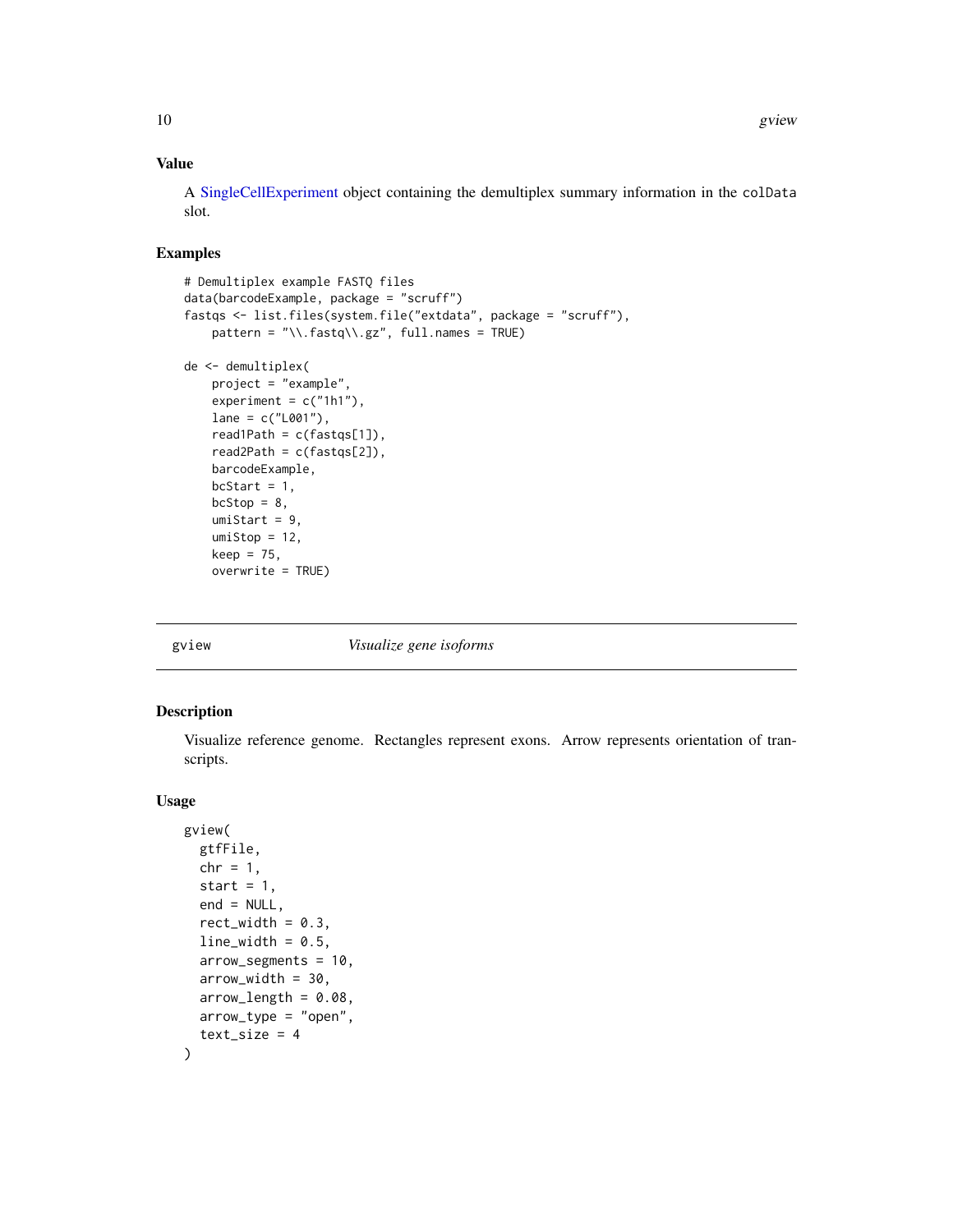### Value

A SingleCellExperiment object containing the demultiplex summary information in the colData slot.

### Examples

```
# Demultiplex example FASTQ files
data(barcodeExample, package = "scruff")
fastqs <- list.files(system.file("extdata", package = "scruff"),
    pattern = "\\.fastq\\.gz", full.names = TRUE)

de <- demultiplex(
    project = "example",
    experiment = c("1h1"),
    lane = c("L001"),
    read1Path = c(fastqs[1]),
    read2Path = c(fastqs[2]),
    barcodeExample,
    bcStart = 1,
    bcStop = 8,
    umiStart = 9,
    umiStop = 12,
    keep = 75,
    overwrite = TRUE)
```

---

## gview — *Visualize gene isoforms*

### Description

Visualize reference genome. Rectangles represent exons. Arrow represents orientation of transcripts.

### Usage

```
gview(
  gtfFile,
  chr = 1,
  start = 1,
  end = NULL,
  rect_width = 0.3,
  line_width = 0.5,
  arrow_segments = 10,
  arrow_width = 30,
  arrow_length = 0.08,
  arrow_type = "open",
  text_size = 4
)
```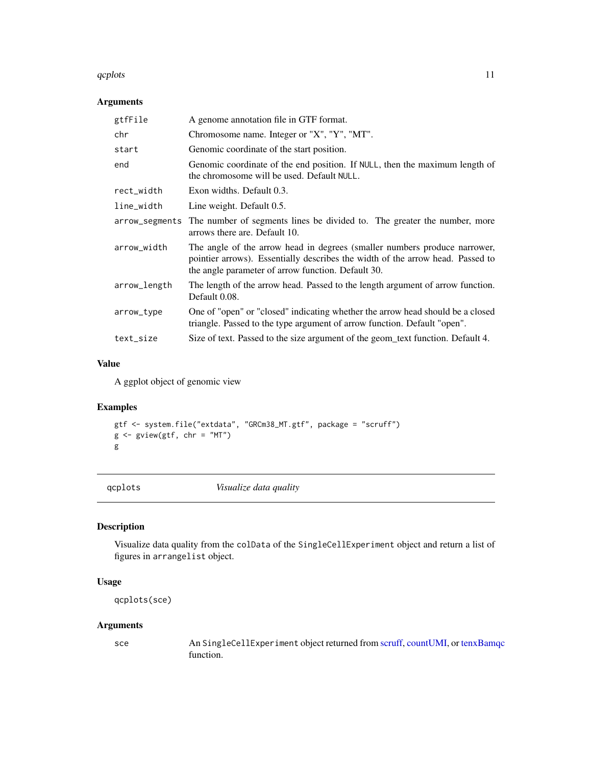### Arguments

| | |
|---|---|
| `gtfFile` | A genome annotation file in GTF format. |
| `chr` | Chromosome name. Integer or "X", "Y", "MT". |
| `start` | Genomic coordinate of the start position. |
| `end` | Genomic coordinate of the end position. If `NULL`, then the maximum length of the chromosome will be used. Default `NULL`. |
| `rect_width` | Exon widths. Default 0.3. |
| `line_width` | Line weight. Default 0.5. |
| `arrow_segments` | The number of segments lines be divided to. The greater the number, more arrows there are. Default 10. |
| `arrow_width` | The angle of the arrow head in degrees (smaller numbers produce narrower, pointier arrows). Essentially describes the width of the arrow head. Passed to the angle parameter of arrow function. Default 30. |
| `arrow_length` | The length of the arrow head. Passed to the length argument of arrow function. Default 0.08. |
| `arrow_type` | One of "open" or "closed" indicating whether the arrow head should be a closed triangle. Passed to the type argument of arrow function. Default "open". |
| `text_size` | Size of text. Passed to the size argument of the geom_text function. Default 4. |

### Value

A ggplot object of genomic view

### Examples

```
gtf <- system.file("extdata", "GRCm38_MT.gtf", package = "scruff")
g <- gview(gtf, chr = "MT")
g
```

---

## qcplots *Visualize data quality*

### Description

Visualize data quality from the `colData` of the `SingleCellExperiment` object and return a list of figures in `arrangelist` object.

### Usage

```
qcplots(sce)
```

### Arguments

| | |
|---|---|
| `sce` | An `SingleCellExperiment` object returned from scruff, countUMI, or tenxBamqc function. |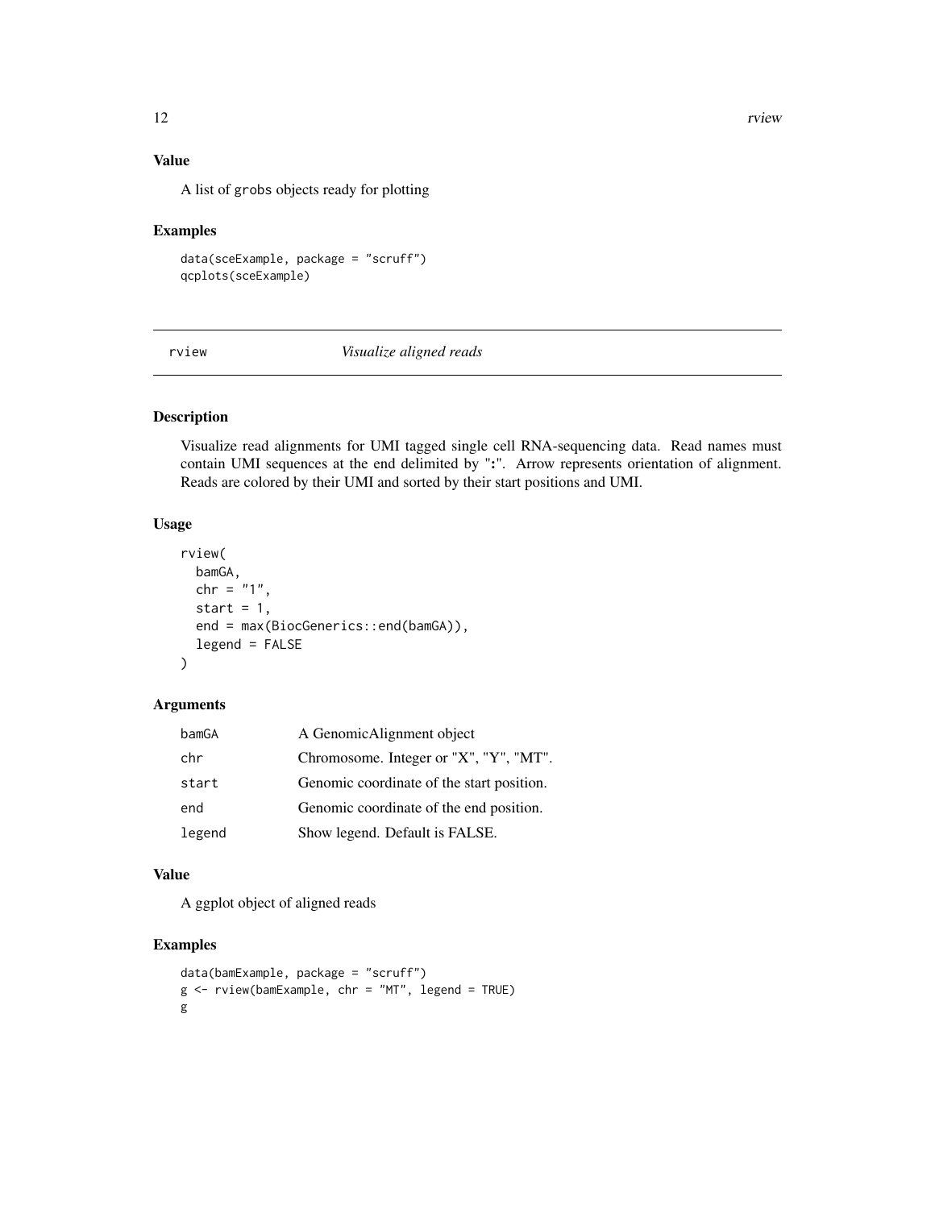## Value

A list of grobs objects ready for plotting

## Examples

```
data(sceExample, package = "scruff")
qcplots(sceExample)
```

---

# rview — *Visualize aligned reads*

---

## Description

Visualize read alignments for UMI tagged single cell RNA-sequencing data. Read names must contain UMI sequences at the end delimited by ":". Arrow represents orientation of alignment. Reads are colored by their UMI and sorted by their start positions and UMI.

## Usage

```
rview(
  bamGA,
  chr = "1",
  start = 1,
  end = max(BiocGenerics::end(bamGA)),
  legend = FALSE
)
```

## Arguments

| | |
|---|---|
| bamGA | A GenomicAlignment object |
| chr | Chromosome. Integer or "X", "Y", "MT". |
| start | Genomic coordinate of the start position. |
| end | Genomic coordinate of the end position. |
| legend | Show legend. Default is FALSE. |

## Value

A ggplot object of aligned reads

## Examples

```
data(bamExample, package = "scruff")
g <- rview(bamExample, chr = "MT", legend = TRUE)
g
```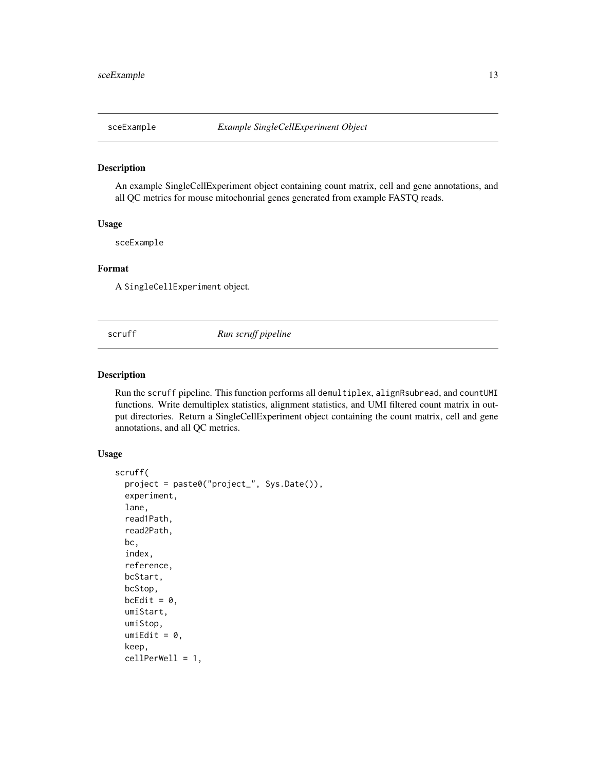## sceExample — *Example SingleCellExperiment Object*

### Description

An example SingleCellExperiment object containing count matrix, cell and gene annotations, and all QC metrics for mouse mitochonrial genes generated from example FASTQ reads.

### Usage

```
sceExample
```

### Format

A `SingleCellExperiment` object.

## scruff — *Run scruff pipeline*

### Description

Run the `scruff` pipeline. This function performs all `demultiplex`, `alignRsubread`, and `countUMI` functions. Write demultiplex statistics, alignment statistics, and UMI filtered count matrix in output directories. Return a SingleCellExperiment object containing the count matrix, cell and gene annotations, and all QC metrics.

### Usage

```
scruff(
  project = paste0("project_", Sys.Date()),
  experiment,
  lane,
  read1Path,
  read2Path,
  bc,
  index,
  reference,
  bcStart,
  bcStop,
  bcEdit = 0,
  umiStart,
  umiStop,
  umiEdit = 0,
  keep,
  cellPerWell = 1,
```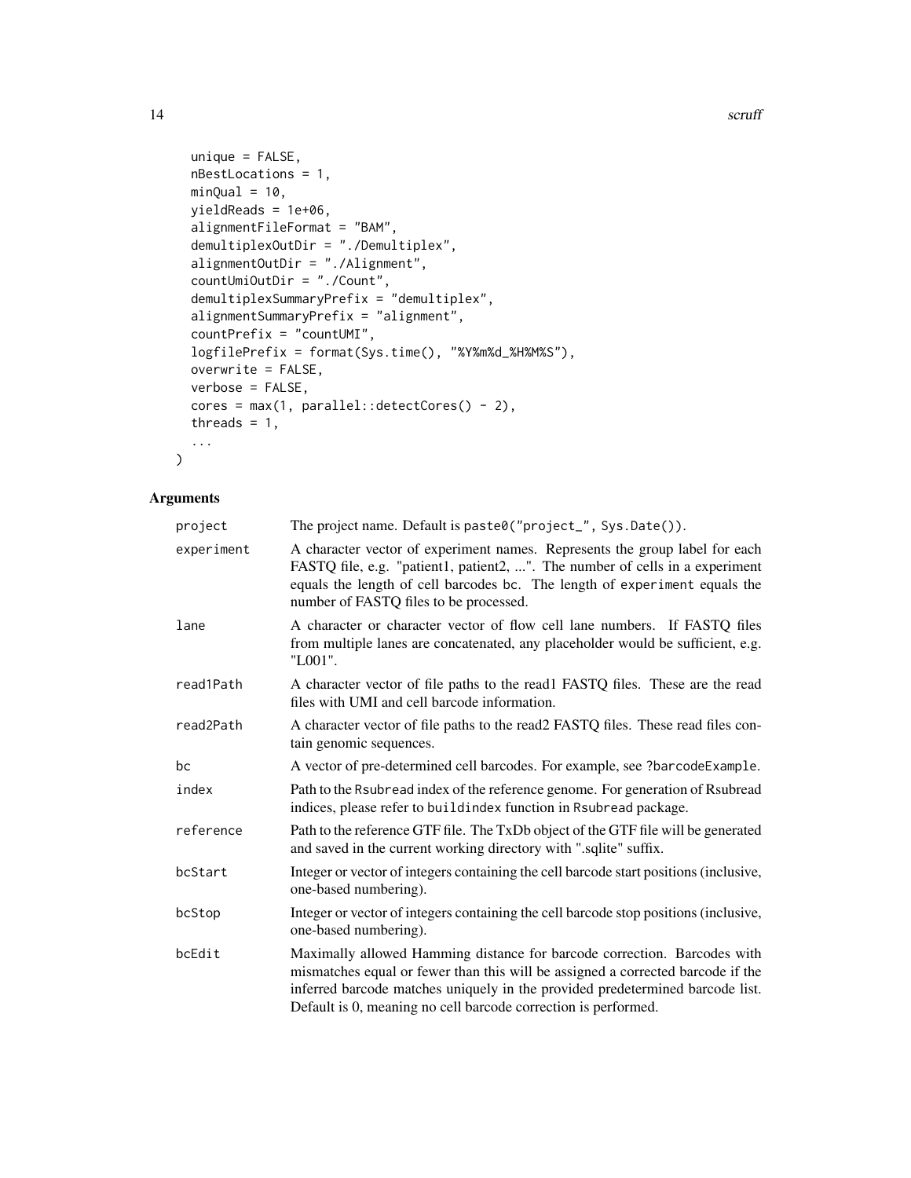```
  unique = FALSE,
  nBestLocations = 1,
  minQual = 10,
  yieldReads = 1e+06,
  alignmentFileFormat = "BAM",
  demultiplexOutDir = "./Demultiplex",
  alignmentOutDir = "./Alignment",
  countUmiOutDir = "./Count",
  demultiplexSummaryPrefix = "demultiplex",
  alignmentSummaryPrefix = "alignment",
  countPrefix = "countUMI",
  logfilePrefix = format(Sys.time(), "%Y%m%d_%H%M%S"),
  overwrite = FALSE,
  verbose = FALSE,
  cores = max(1, parallel::detectCores() - 2),
  threads = 1,
  ...
)
```

## Arguments

| | |
|---|---|
| project | The project name. Default is `paste0("project_", Sys.Date())`. |
| experiment | A character vector of experiment names. Represents the group label for each FASTQ file, e.g. "patient1, patient2, ...". The number of cells in a experiment equals the length of cell barcodes `bc`. The length of `experiment` equals the number of FASTQ files to be processed. |
| lane | A character or character vector of flow cell lane numbers. If FASTQ files from multiple lanes are concatenated, any placeholder would be sufficient, e.g. "L001". |
| read1Path | A character vector of file paths to the read1 FASTQ files. These are the read files with UMI and cell barcode information. |
| read2Path | A character vector of file paths to the read2 FASTQ files. These read files contain genomic sequences. |
| bc | A vector of pre-determined cell barcodes. For example, see `?barcodeExample`. |
| index | Path to the `Rsubread` index of the reference genome. For generation of Rsubread indices, please refer to `buildindex` function in `Rsubread` package. |
| reference | Path to the reference GTF file. The TxDb object of the GTF file will be generated and saved in the current working directory with ".sqlite" suffix. |
| bcStart | Integer or vector of integers containing the cell barcode start positions (inclusive, one-based numbering). |
| bcStop | Integer or vector of integers containing the cell barcode stop positions (inclusive, one-based numbering). |
| bcEdit | Maximally allowed Hamming distance for barcode correction. Barcodes with mismatches equal or fewer than this will be assigned a corrected barcode if the inferred barcode matches uniquely in the provided predetermined barcode list. Default is 0, meaning no cell barcode correction is performed. |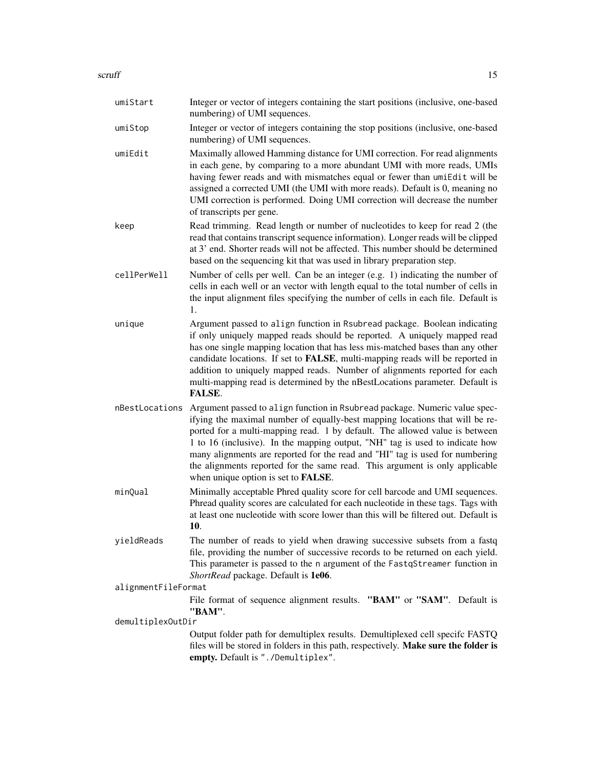**umiStart** Integer or vector of integers containing the start positions (inclusive, one-based numbering) of UMI sequences.

**umiStop** Integer or vector of integers containing the stop positions (inclusive, one-based numbering) of UMI sequences.

**umiEdit** Maximally allowed Hamming distance for UMI correction. For read alignments in each gene, by comparing to a more abundant UMI with more reads, UMIs having fewer reads and with mismatches equal or fewer than `umiEdit` will be assigned a corrected UMI (the UMI with more reads). Default is 0, meaning no UMI correction is performed. Doing UMI correction will decrease the number of transcripts per gene.

**keep** Read trimming. Read length or number of nucleotides to keep for read 2 (the read that contains transcript sequence information). Longer reads will be clipped at 3' end. Shorter reads will not be affected. This number should be determined based on the sequencing kit that was used in library preparation step.

**cellPerWell** Number of cells per well. Can be an integer (e.g. 1) indicating the number of cells in each well or an vector with length equal to the total number of cells in the input alignment files specifying the number of cells in each file. Default is 1.

**unique** Argument passed to `align` function in `Rsubread` package. Boolean indicating if only uniquely mapped reads should be reported. A uniquely mapped read has one single mapping location that has less mis-matched bases than any other candidate locations. If set to **FALSE**, multi-mapping reads will be reported in addition to uniquely mapped reads. Number of alignments reported for each multi-mapping read is determined by the nBestLocations parameter. Default is **FALSE**.

**nBestLocations** Argument passed to `align` function in `Rsubread` package. Numeric value specifying the maximal number of equally-best mapping locations that will be reported for a multi-mapping read. 1 by default. The allowed value is between 1 to 16 (inclusive). In the mapping output, "NH" tag is used to indicate how many alignments are reported for the read and "HI" tag is used for numbering the alignments reported for the same read. This argument is only applicable when unique option is set to **FALSE**.

**minQual** Minimally acceptable Phred quality score for cell barcode and UMI sequences. Phread quality scores are calculated for each nucleotide in these tags. Tags with at least one nucleotide with score lower than this will be filtered out. Default is **10**.

**yieldReads** The number of reads to yield when drawing successive subsets from a fastq file, providing the number of successive records to be returned on each yield. This parameter is passed to the `n` argument of the `FastqStreamer` function in *ShortRead* package. Default is **1e06**.

**alignmentFileFormat** File format of sequence alignment results. **"BAM"** or **"SAM"**. Default is **"BAM"**.

**demultiplexOutDir** Output folder path for demultiplex results. Demultiplexed cell specifc FASTQ files will be stored in folders in this path, respectively. **Make sure the folder is empty.** Default is `"./Demultiplex"`.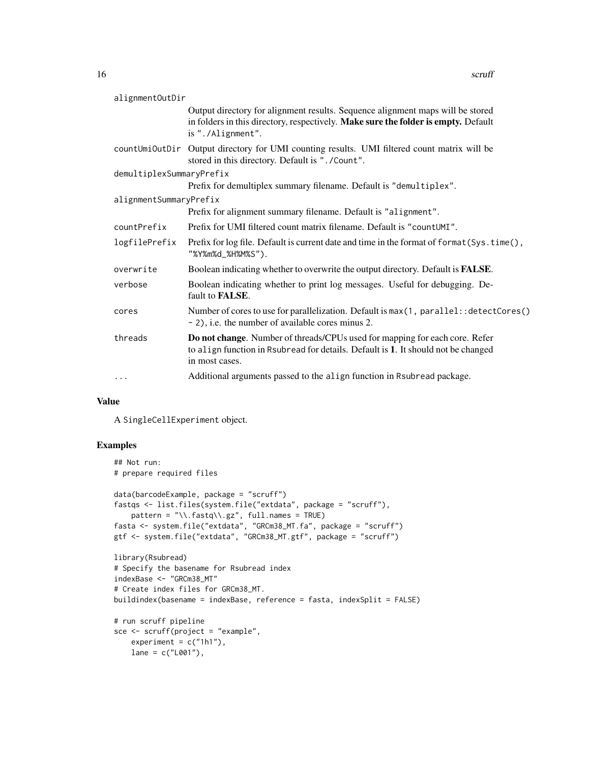alignmentOutDir
: Output directory for alignment results. Sequence alignment maps will be stored in folders in this directory, respectively. **Make sure the folder is empty.** Default is "./Alignment".

countUmiOutDir
: Output directory for UMI counting results. UMI filtered count matrix will be stored in this directory. Default is "./Count".

demultiplexSummaryPrefix
: Prefix for demultiplex summary filename. Default is "demultiplex".

alignmentSummaryPrefix
: Prefix for alignment summary filename. Default is "alignment".

countPrefix
: Prefix for UMI filtered count matrix filename. Default is "countUMI".

logfilePrefix
: Prefix for log file. Default is current date and time in the format of `format(Sys.time(), "%Y%m%d_%H%M%S")`.

overwrite
: Boolean indicating whether to overwrite the output directory. Default is **FALSE**.

verbose
: Boolean indicating whether to print log messages. Useful for debugging. Default to **FALSE**.

cores
: Number of cores to use for parallelization. Default is `max(1, parallel::detectCores() - 2)`, i.e. the number of available cores minus 2.

threads
: **Do not change**. Number of threads/CPUs used for mapping for each core. Refer to `align` function in `Rsubread` for details. Default is **1**. It should not be changed in most cases.

...
: Additional arguments passed to the `align` function in `Rsubread` package.

## Value

A `SingleCellExperiment` object.

## Examples

```
## Not run:
# prepare required files

data(barcodeExample, package = "scruff")
fastqs <- list.files(system.file("extdata", package = "scruff"),
    pattern = "\\.fastq\\.gz", full.names = TRUE)
fasta <- system.file("extdata", "GRCm38_MT.fa", package = "scruff")
gtf <- system.file("extdata", "GRCm38_MT.gtf", package = "scruff")

library(Rsubread)
# Specify the basename for Rsubread index
indexBase <- "GRCm38_MT"
# Create index files for GRCm38_MT.
buildindex(basename = indexBase, reference = fasta, indexSplit = FALSE)

# run scruff pipeline
sce <- scruff(project = "example",
    experiment = c("1h1"),
    lane = c("L001"),
```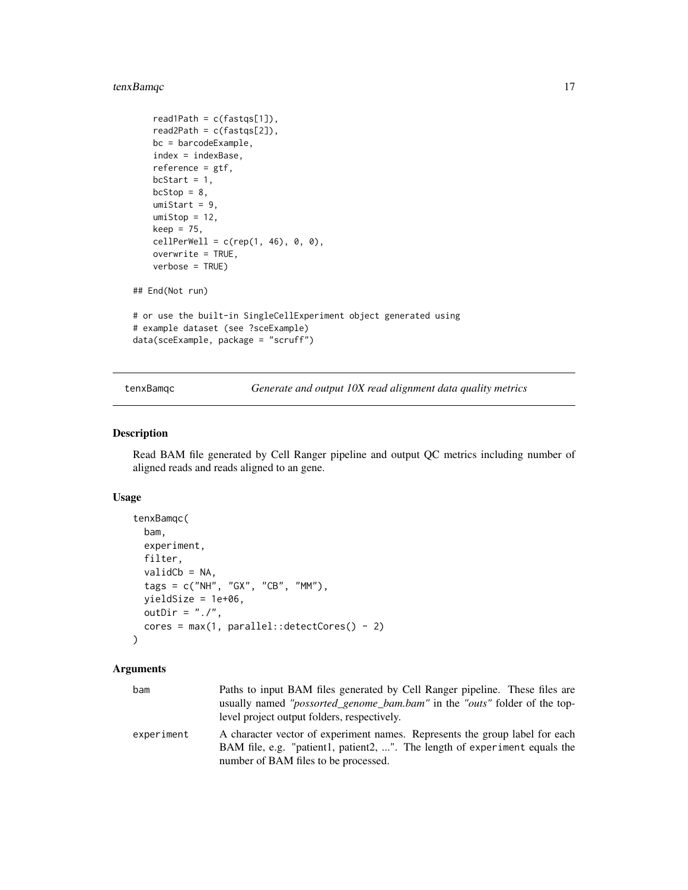```
    read1Path = c(fastqs[1]),
    read2Path = c(fastqs[2]),
    bc = barcodeExample,
    index = indexBase,
    reference = gtf,
    bcStart = 1,
    bcStop = 8,
    umiStart = 9,
    umiStop = 12,
    keep = 75,
    cellPerWell = c(rep(1, 46), 0, 0),
    overwrite = TRUE,
    verbose = TRUE)

## End(Not run)

# or use the built-in SingleCellExperiment object generated using
# example dataset (see ?sceExample)
data(sceExample, package = "scruff")
```

## tenxBamqc — *Generate and output 10X read alignment data quality metrics*

### Description

Read BAM file generated by Cell Ranger pipeline and output QC metrics including number of aligned reads and reads aligned to an gene.

### Usage

```
tenxBamqc(
  bam,
  experiment,
  filter,
  validCb = NA,
  tags = c("NH", "GX", "CB", "MM"),
  yieldSize = 1e+06,
  outDir = "./",
  cores = max(1, parallel::detectCores() - 2)
)
```

### Arguments

| | |
|---|---|
| bam | Paths to input BAM files generated by Cell Ranger pipeline. These files are usually named *"possorted_genome_bam.bam"* in the *"outs"* folder of the top-level project output folders, respectively. |
| experiment | A character vector of experiment names. Represents the group label for each BAM file, e.g. "patient1, patient2, ...". The length of experiment equals the number of BAM files to be processed. |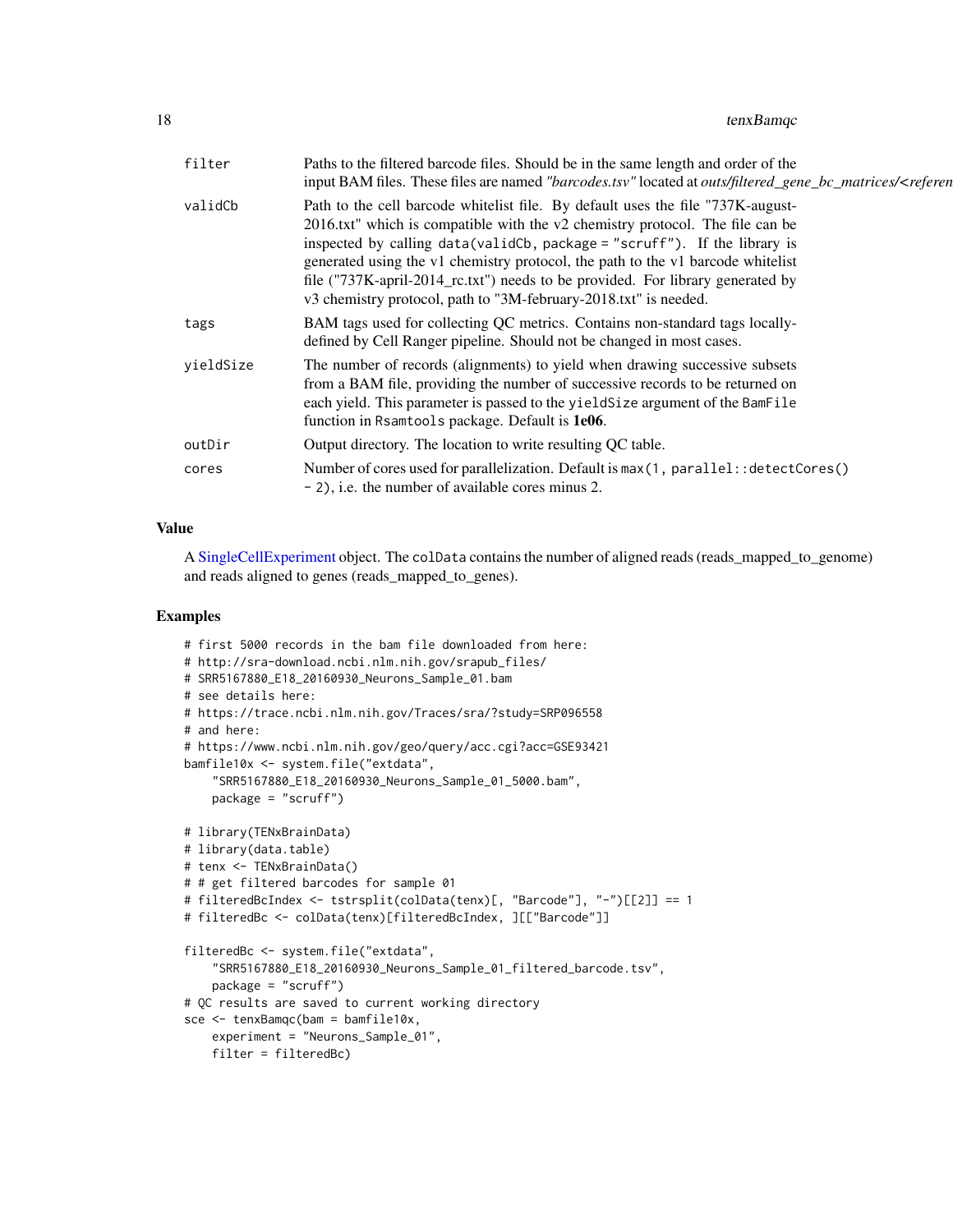| | |
|---|---|
| filter | Paths to the filtered barcode files. Should be in the same length and order of the input BAM files. These files are named *"barcodes.tsv"* located at *outs/filtered_gene_bc_matrices/<referen* |
| validCb | Path to the cell barcode whitelist file. By default uses the file "737K-august-2016.txt" which is compatible with the v2 chemistry protocol. The file can be inspected by calling `data(validCb, package = "scruff")`. If the library is generated using the v1 chemistry protocol, the path to the v1 barcode whitelist file ("737K-april-2014_rc.txt") needs to be provided. For library generated by v3 chemistry protocol, path to "3M-february-2018.txt" is needed. |
| tags | BAM tags used for collecting QC metrics. Contains non-standard tags locally-defined by Cell Ranger pipeline. Should not be changed in most cases. |
| yieldSize | The number of records (alignments) to yield when drawing successive subsets from a BAM file, providing the number of successive records to be returned on each yield. This parameter is passed to the `yieldSize` argument of the `BamFile` function in `Rsamtools` package. Default is **1e06**. |
| outDir | Output directory. The location to write resulting QC table. |
| cores | Number of cores used for parallelization. Default is `max(1, parallel::detectCores() - 2)`, i.e. the number of available cores minus 2. |

## Value

A SingleCellExperiment object. The `colData` contains the number of aligned reads (reads_mapped_to_genome) and reads aligned to genes (reads_mapped_to_genes).

## Examples

```
# first 5000 records in the bam file downloaded from here:
# http://sra-download.ncbi.nlm.nih.gov/srapub_files/
# SRR5167880_E18_20160930_Neurons_Sample_01.bam
# see details here:
# https://trace.ncbi.nlm.nih.gov/Traces/sra/?study=SRP096558
# and here:
# https://www.ncbi.nlm.nih.gov/geo/query/acc.cgi?acc=GSE93421
bamfile10x <- system.file("extdata",
    "SRR5167880_E18_20160930_Neurons_Sample_01_5000.bam",
    package = "scruff")

# library(TENxBrainData)
# library(data.table)
# tenx <- TENxBrainData()
# # get filtered barcodes for sample 01
# filteredBcIndex <- tstrsplit(colData(tenx)[, "Barcode"], "-")[[2]] == 1
# filteredBc <- colData(tenx)[filteredBcIndex, ][["Barcode"]]

filteredBc <- system.file("extdata",
    "SRR5167880_E18_20160930_Neurons_Sample_01_filtered_barcode.tsv",
    package = "scruff")
# QC results are saved to current working directory
sce <- tenxBamqc(bam = bamfile10x,
    experiment = "Neurons_Sample_01",
    filter = filteredBc)
```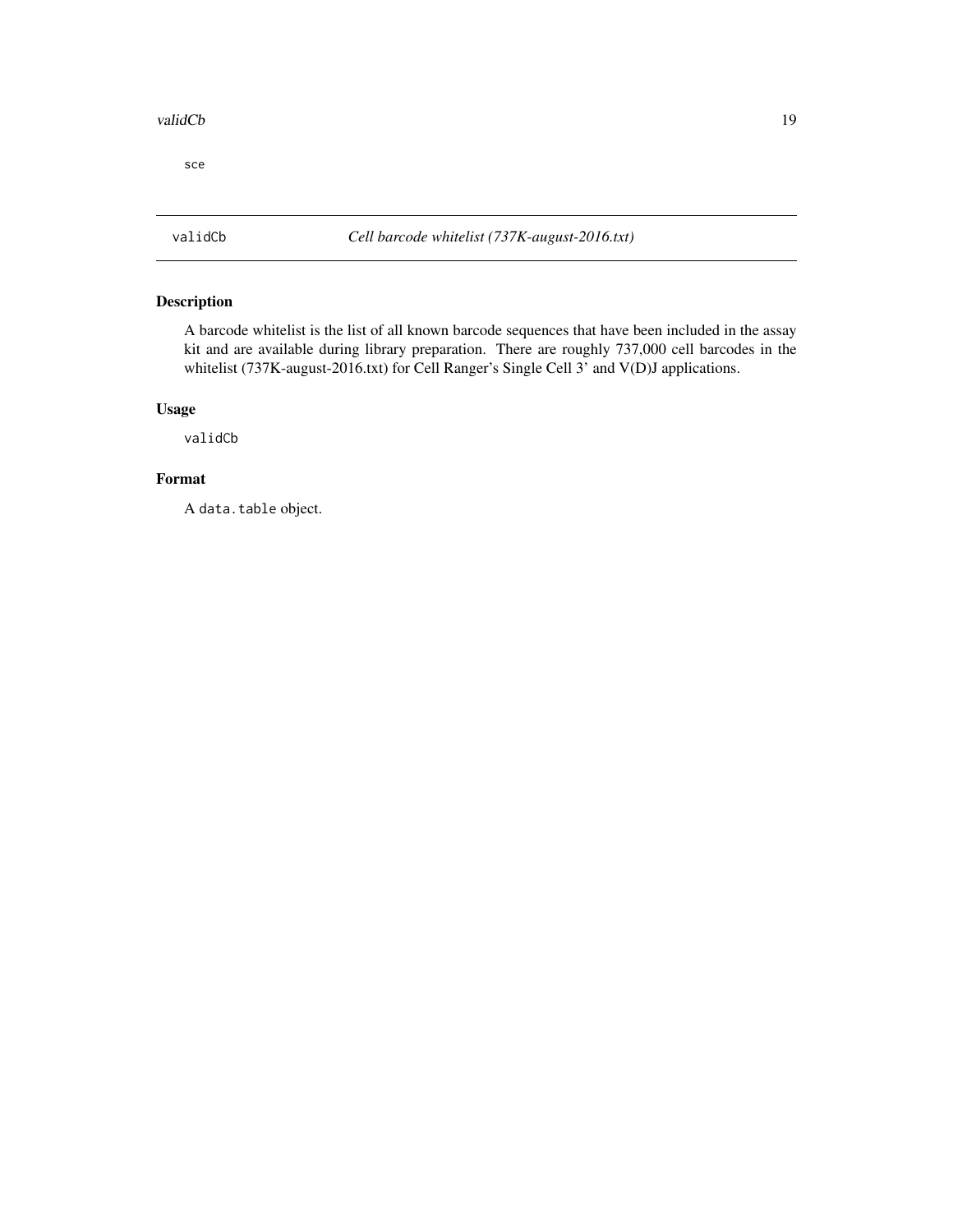```
sce
```

## validCb — *Cell barcode whitelist (737K-august-2016.txt)*

### Description

A barcode whitelist is the list of all known barcode sequences that have been included in the assay kit and are available during library preparation. There are roughly 737,000 cell barcodes in the whitelist (737K-august-2016.txt) for Cell Ranger's Single Cell 3' and V(D)J applications.

### Usage

```
validCb
```

### Format

A `data.table` object.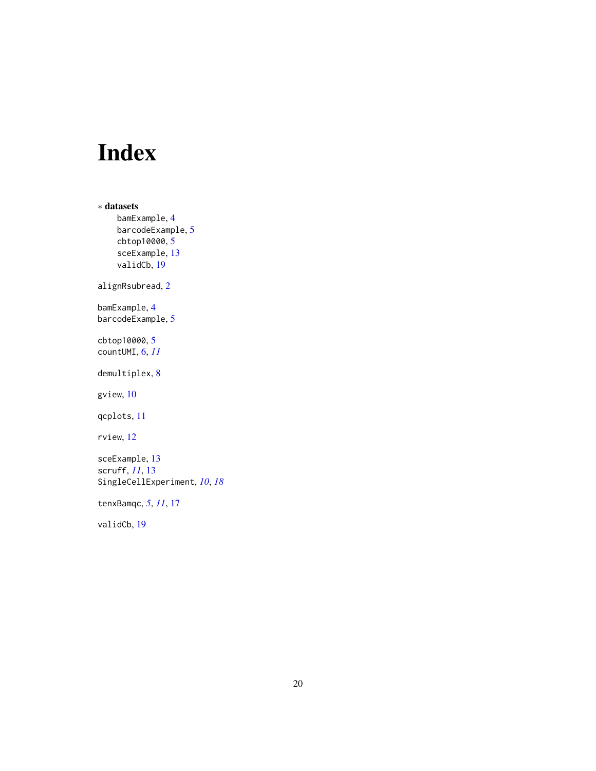# Index

∗ **datasets**
    bamExample, 4
    barcodeExample, 5
    cbtop10000, 5
    sceExample, 13
    validCb, 19

alignRsubread, 2

bamExample, 4
barcodeExample, 5

cbtop10000, 5
countUMI, 6, *11*

demultiplex, 8

gview, 10

qcplots, 11

rview, 12

sceExample, 13
scruff, *11*, 13
SingleCellExperiment, *10*, *18*

tenxBamqc, *5*, *11*, 17

validCb, 19